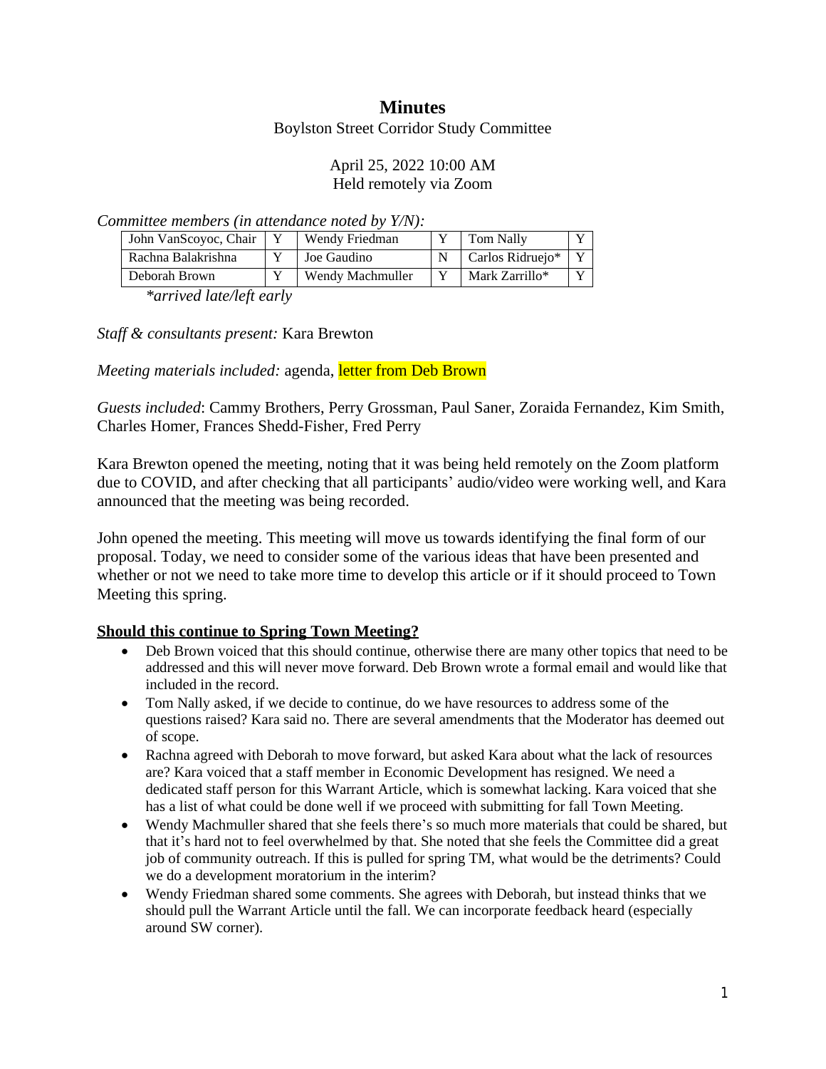# Minutes

Boylston Street Corridor Study Committee

April 25, 2022 10:00 AM
Held remotely via Zoom

*Committee members (in attendance noted by Y/N):*

| | | | | | |
|---|---|---|---|---|---|
| John VanScoyoc, Chair | Y | Wendy Friedman | Y | Tom Nally | Y |
| Rachna Balakrishna | Y | Joe Gaudino | N | Carlos Ridruejo* | Y |
| Deborah Brown | Y | Wendy Machmuller | Y | Mark Zarrillo* | Y |

*\*arrived late/left early*

*Staff & consultants present:* Kara Brewton

*Meeting materials included:* agenda, letter from Deb Brown

*Guests included*: Cammy Brothers, Perry Grossman, Paul Saner, Zoraida Fernandez, Kim Smith, Charles Homer, Frances Shedd-Fisher, Fred Perry

Kara Brewton opened the meeting, noting that it was being held remotely on the Zoom platform due to COVID, and after checking that all participants' audio/video were working well, and Kara announced that the meeting was being recorded.

John opened the meeting. This meeting will move us towards identifying the final form of our proposal. Today, we need to consider some of the various ideas that have been presented and whether or not we need to take more time to develop this article or if it should proceed to Town Meeting this spring.

**Should this continue to Spring Town Meeting?**

- Deb Brown voiced that this should continue, otherwise there are many other topics that need to be addressed and this will never move forward. Deb Brown wrote a formal email and would like that included in the record.
- Tom Nally asked, if we decide to continue, do we have resources to address some of the questions raised? Kara said no. There are several amendments that the Moderator has deemed out of scope.
- Rachna agreed with Deborah to move forward, but asked Kara about what the lack of resources are? Kara voiced that a staff member in Economic Development has resigned. We need a dedicated staff person for this Warrant Article, which is somewhat lacking. Kara voiced that she has a list of what could be done well if we proceed with submitting for fall Town Meeting.
- Wendy Machmuller shared that she feels there's so much more materials that could be shared, but that it's hard not to feel overwhelmed by that. She noted that she feels the Committee did a great job of community outreach. If this is pulled for spring TM, what would be the detriments? Could we do a development moratorium in the interim?
- Wendy Friedman shared some comments. She agrees with Deborah, but instead thinks that we should pull the Warrant Article until the fall. We can incorporate feedback heard (especially around SW corner).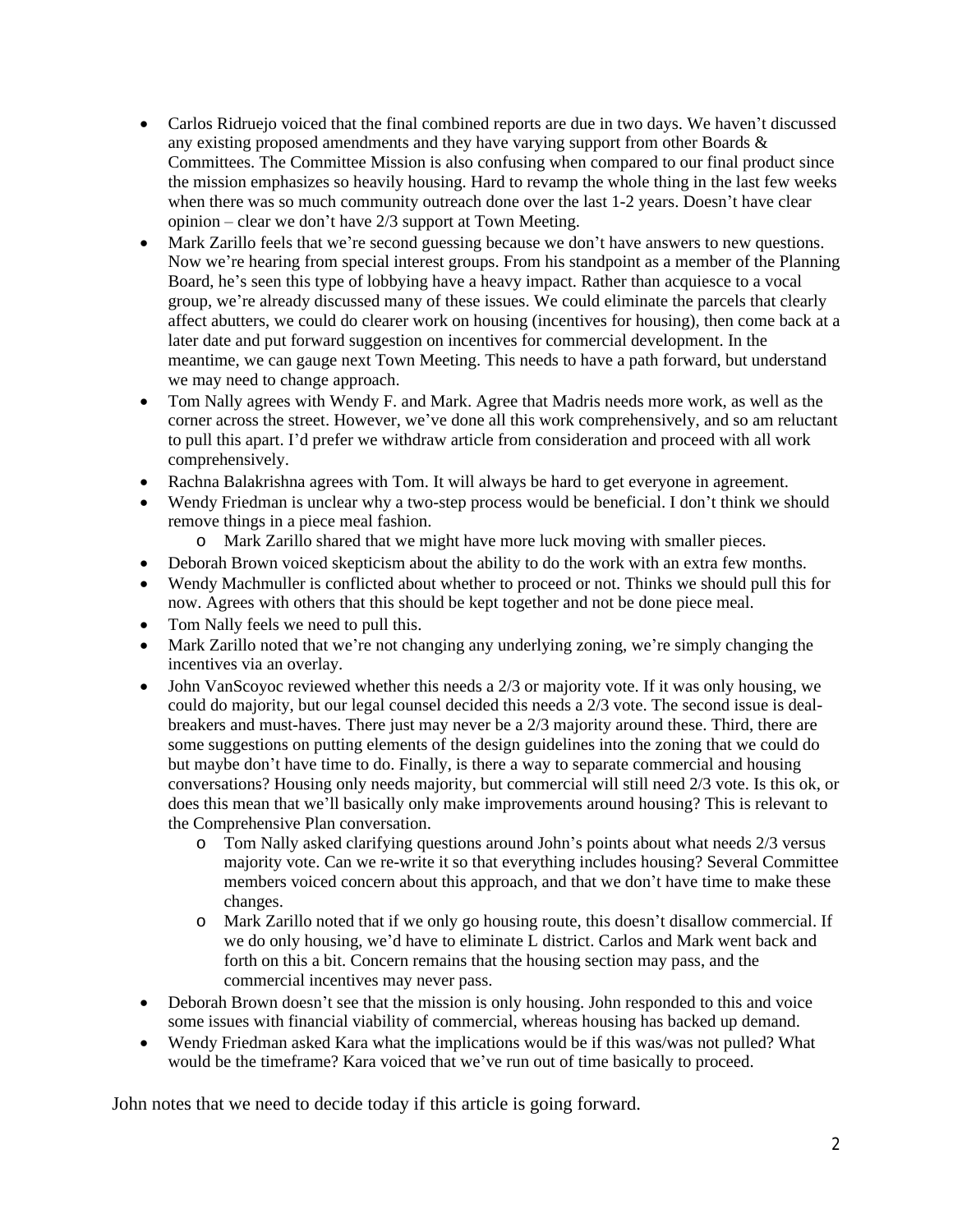- Carlos Ridruejo voiced that the final combined reports are due in two days. We haven't discussed any existing proposed amendments and they have varying support from other Boards & Committees. The Committee Mission is also confusing when compared to our final product since the mission emphasizes so heavily housing. Hard to revamp the whole thing in the last few weeks when there was so much community outreach done over the last 1-2 years. Doesn't have clear opinion – clear we don't have 2/3 support at Town Meeting.
- Mark Zarillo feels that we're second guessing because we don't have answers to new questions. Now we're hearing from special interest groups. From his standpoint as a member of the Planning Board, he's seen this type of lobbying have a heavy impact. Rather than acquiesce to a vocal group, we're already discussed many of these issues. We could eliminate the parcels that clearly affect abutters, we could do clearer work on housing (incentives for housing), then come back at a later date and put forward suggestion on incentives for commercial development. In the meantime, we can gauge next Town Meeting. This needs to have a path forward, but understand we may need to change approach.
- Tom Nally agrees with Wendy F. and Mark. Agree that Madris needs more work, as well as the corner across the street. However, we've done all this work comprehensively, and so am reluctant to pull this apart. I'd prefer we withdraw article from consideration and proceed with all work comprehensively.
- Rachna Balakrishna agrees with Tom. It will always be hard to get everyone in agreement.
- Wendy Friedman is unclear why a two-step process would be beneficial. I don't think we should remove things in a piece meal fashion.
  - Mark Zarillo shared that we might have more luck moving with smaller pieces.
- Deborah Brown voiced skepticism about the ability to do the work with an extra few months.
- Wendy Machmuller is conflicted about whether to proceed or not. Thinks we should pull this for now. Agrees with others that this should be kept together and not be done piece meal.
- Tom Nally feels we need to pull this.
- Mark Zarillo noted that we're not changing any underlying zoning, we're simply changing the incentives via an overlay.
- John VanScoyoc reviewed whether this needs a 2/3 or majority vote. If it was only housing, we could do majority, but our legal counsel decided this needs a 2/3 vote. The second issue is deal-breakers and must-haves. There just may never be a 2/3 majority around these. Third, there are some suggestions on putting elements of the design guidelines into the zoning that we could do but maybe don't have time to do. Finally, is there a way to separate commercial and housing conversations? Housing only needs majority, but commercial will still need 2/3 vote. Is this ok, or does this mean that we'll basically only make improvements around housing? This is relevant to the Comprehensive Plan conversation.
  - Tom Nally asked clarifying questions around John's points about what needs 2/3 versus majority vote. Can we re-write it so that everything includes housing? Several Committee members voiced concern about this approach, and that we don't have time to make these changes.
  - Mark Zarillo noted that if we only go housing route, this doesn't disallow commercial. If we do only housing, we'd have to eliminate L district. Carlos and Mark went back and forth on this a bit. Concern remains that the housing section may pass, and the commercial incentives may never pass.
- Deborah Brown doesn't see that the mission is only housing. John responded to this and voice some issues with financial viability of commercial, whereas housing has backed up demand.
- Wendy Friedman asked Kara what the implications would be if this was/was not pulled? What would be the timeframe? Kara voiced that we've run out of time basically to proceed.

John notes that we need to decide today if this article is going forward.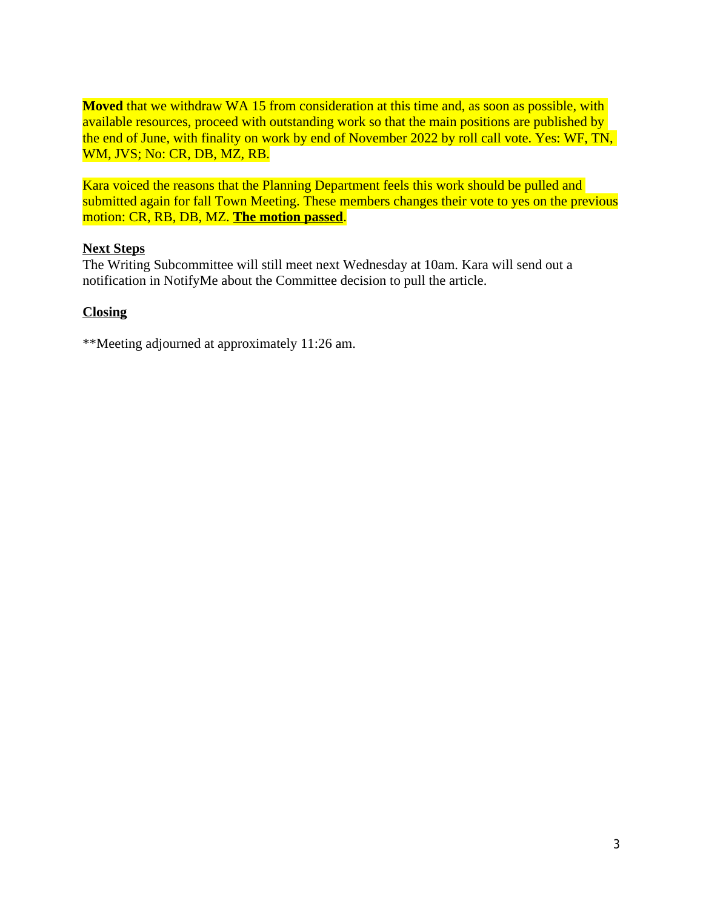**Moved** that we withdraw WA 15 from consideration at this time and, as soon as possible, with available resources, proceed with outstanding work so that the main positions are published by the end of June, with finality on work by end of November 2022 by roll call vote. Yes: WF, TN, WM, JVS; No: CR, DB, MZ, RB.

Kara voiced the reasons that the Planning Department feels this work should be pulled and submitted again for fall Town Meeting. These members changes their vote to yes on the previous motion: CR, RB, DB, MZ. **The motion passed**.

## Next Steps

The Writing Subcommittee will still meet next Wednesday at 10am. Kara will send out a notification in NotifyMe about the Committee decision to pull the article.

## Closing

**Meeting adjourned at approximately 11:26 am.